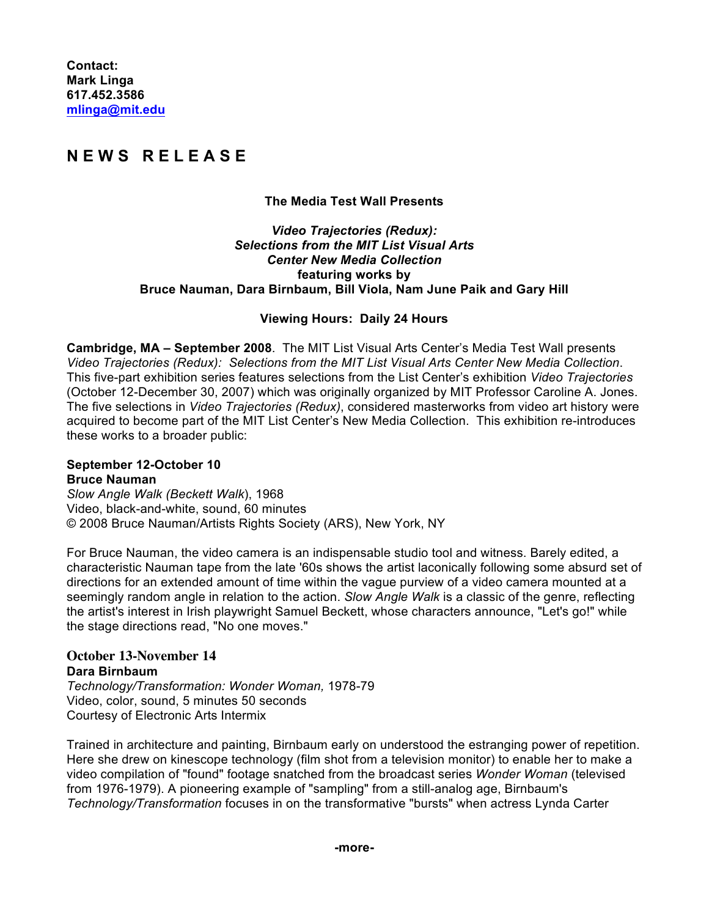**Contact:**
**Mark Linga**
**617.452.3586**
**mlinga@mit.edu**

# NEWS RELEASE

**The Media Test Wall Presents**

***Video Trajectories (Redux):***
***Selections from the MIT List Visual Arts***
***Center New Media Collection***
**featuring works by**
**Bruce Nauman, Dara Birnbaum, Bill Viola, Nam June Paik and Gary Hill**

**Viewing Hours: Daily 24 Hours**

**Cambridge, MA – September 2008**. The MIT List Visual Arts Center's Media Test Wall presents *Video Trajectories (Redux): Selections from the MIT List Visual Arts Center New Media Collection*. This five-part exhibition series features selections from the List Center's exhibition *Video Trajectories* (October 12-December 30, 2007) which was originally organized by MIT Professor Caroline A. Jones. The five selections in *Video Trajectories (Redux)*, considered masterworks from video art history were acquired to become part of the MIT List Center's New Media Collection. This exhibition re-introduces these works to a broader public:

**September 12-October 10**
**Bruce Nauman**
*Slow Angle Walk (Beckett Walk*), 1968
Video, black-and-white, sound, 60 minutes
© 2008 Bruce Nauman/Artists Rights Society (ARS), New York, NY

For Bruce Nauman, the video camera is an indispensable studio tool and witness. Barely edited, a characteristic Nauman tape from the late '60s shows the artist laconically following some absurd set of directions for an extended amount of time within the vague purview of a video camera mounted at a seemingly random angle in relation to the action. *Slow Angle Walk* is a classic of the genre, reflecting the artist's interest in Irish playwright Samuel Beckett, whose characters announce, "Let's go!" while the stage directions read, "No one moves."

**October 13-November 14**
**Dara Birnbaum**
*Technology/Transformation: Wonder Woman,* 1978-79
Video, color, sound, 5 minutes 50 seconds
Courtesy of Electronic Arts Intermix

Trained in architecture and painting, Birnbaum early on understood the estranging power of repetition. Here she drew on kinescope technology (film shot from a television monitor) to enable her to make a video compilation of "found" footage snatched from the broadcast series *Wonder Woman* (televised from 1976-1979). A pioneering example of "sampling" from a still-analog age, Birnbaum's *Technology/Transformation* focuses in on the transformative "bursts" when actress Lynda Carter

**-more-**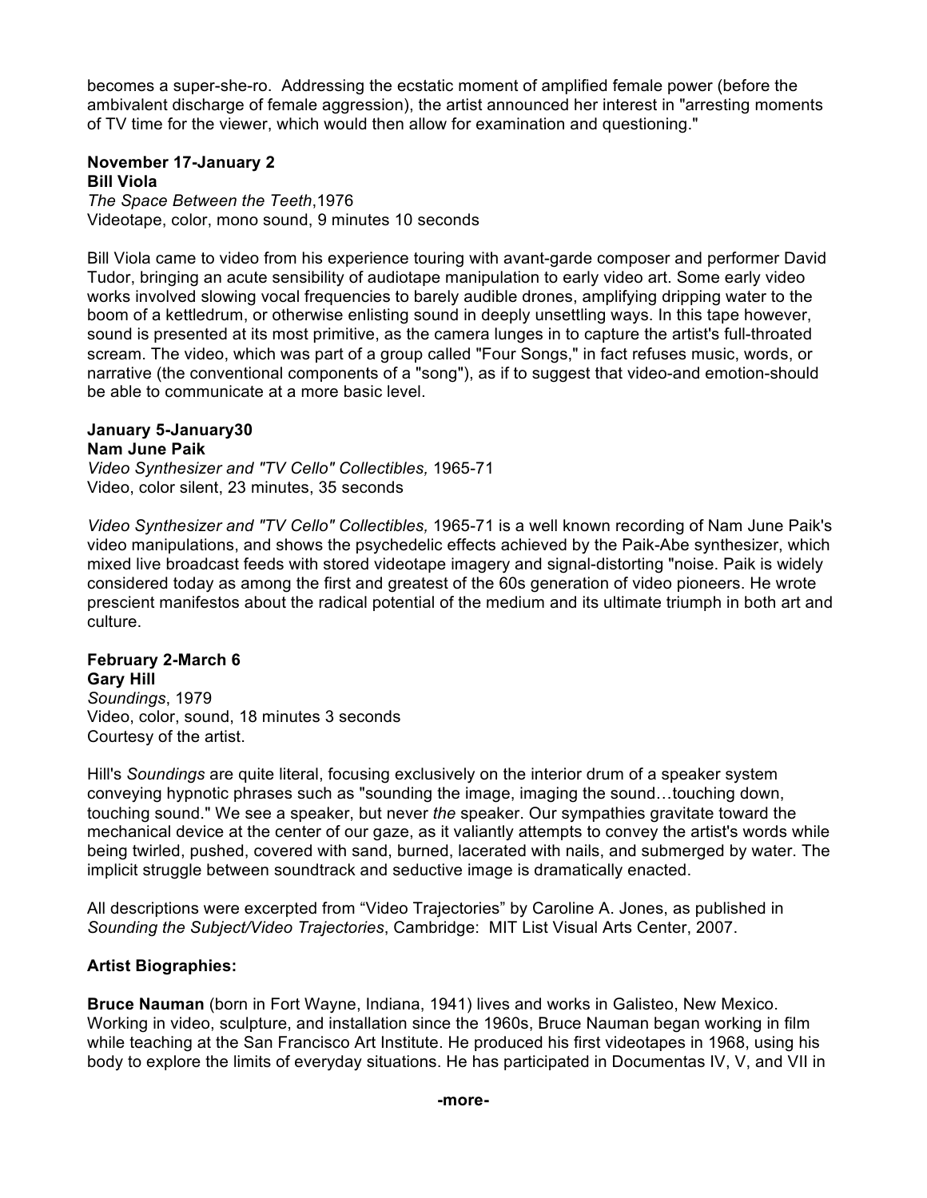becomes a super-she-ro. Addressing the ecstatic moment of amplified female power (before the ambivalent discharge of female aggression), the artist announced her interest in "arresting moments of TV time for the viewer, which would then allow for examination and questioning."

**November 17-January 2**
**Bill Viola**
*The Space Between the Teeth*,1976
Videotape, color, mono sound, 9 minutes 10 seconds

Bill Viola came to video from his experience touring with avant-garde composer and performer David Tudor, bringing an acute sensibility of audiotape manipulation to early video art. Some early video works involved slowing vocal frequencies to barely audible drones, amplifying dripping water to the boom of a kettledrum, or otherwise enlisting sound in deeply unsettling ways. In this tape however, sound is presented at its most primitive, as the camera lunges in to capture the artist's full-throated scream. The video, which was part of a group called "Four Songs," in fact refuses music, words, or narrative (the conventional components of a "song"), as if to suggest that video-and emotion-should be able to communicate at a more basic level.

**January 5-January30**
**Nam June Paik**
*Video Synthesizer and "TV Cello" Collectibles,* 1965-71
Video, color silent, 23 minutes, 35 seconds

*Video Synthesizer and "TV Cello" Collectibles,* 1965-71 is a well known recording of Nam June Paik's video manipulations, and shows the psychedelic effects achieved by the Paik-Abe synthesizer, which mixed live broadcast feeds with stored videotape imagery and signal-distorting "noise. Paik is widely considered today as among the first and greatest of the 60s generation of video pioneers. He wrote prescient manifestos about the radical potential of the medium and its ultimate triumph in both art and culture.

**February 2-March 6**
**Gary Hill**
*Soundings*, 1979
Video, color, sound, 18 minutes 3 seconds
Courtesy of the artist.

Hill's *Soundings* are quite literal, focusing exclusively on the interior drum of a speaker system conveying hypnotic phrases such as "sounding the image, imaging the sound…touching down, touching sound." We see a speaker, but never *the* speaker. Our sympathies gravitate toward the mechanical device at the center of our gaze, as it valiantly attempts to convey the artist's words while being twirled, pushed, covered with sand, burned, lacerated with nails, and submerged by water. The implicit struggle between soundtrack and seductive image is dramatically enacted.

All descriptions were excerpted from "Video Trajectories" by Caroline A. Jones, as published in *Sounding the Subject/Video Trajectories*, Cambridge: MIT List Visual Arts Center, 2007.

**Artist Biographies:**

**Bruce Nauman** (born in Fort Wayne, Indiana, 1941) lives and works in Galisteo, New Mexico. Working in video, sculpture, and installation since the 1960s, Bruce Nauman began working in film while teaching at the San Francisco Art Institute. He produced his first videotapes in 1968, using his body to explore the limits of everyday situations. He has participated in Documentas IV, V, and VII in

-more-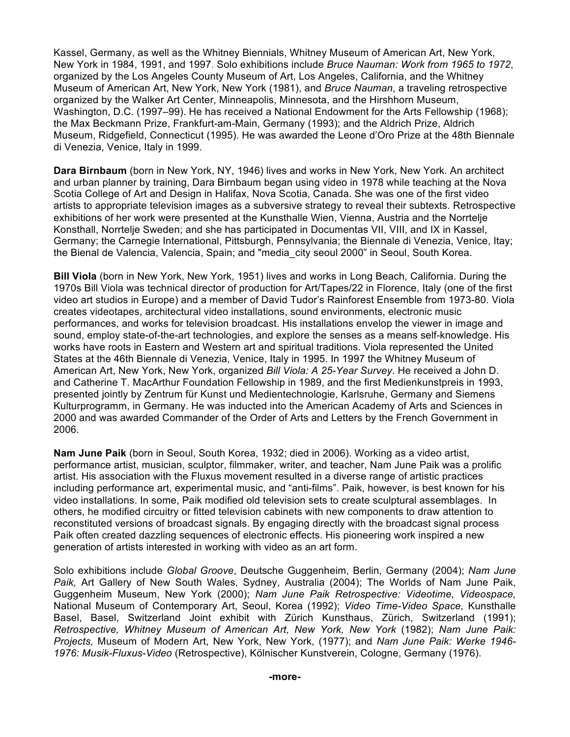Kassel, Germany, as well as the Whitney Biennials, Whitney Museum of American Art, New York, New York in 1984, 1991, and 1997. Solo exhibitions include *Bruce Nauman: Work from 1965 to 1972*, organized by the Los Angeles County Museum of Art, Los Angeles, California, and the Whitney Museum of American Art, New York, New York (1981), and *Bruce Nauman*, a traveling retrospective organized by the Walker Art Center, Minneapolis, Minnesota, and the Hirshhorn Museum, Washington, D.C. (1997–99). He has received a National Endowment for the Arts Fellowship (1968); the Max Beckmann Prize, Frankfurt-am-Main, Germany (1993); and the Aldrich Prize, Aldrich Museum, Ridgefield, Connecticut (1995). He was awarded the Leone d'Oro Prize at the 48th Biennale di Venezia, Venice, Italy in 1999.

**Dara Birnbaum** (born in New York, NY, 1946) lives and works in New York, New York. An architect and urban planner by training, Dara Birnbaum began using video in 1978 while teaching at the Nova Scotia College of Art and Design in Halifax, Nova Scotia, Canada. She was one of the first video artists to appropriate television images as a subversive strategy to reveal their subtexts. Retrospective exhibitions of her work were presented at the Kunsthalle Wien, Vienna, Austria and the Norrtelje Konsthall, Norrtelje Sweden; and she has participated in Documentas VII, VIII, and IX in Kassel, Germany; the Carnegie International, Pittsburgh, Pennsylvania; the Biennale di Venezia, Venice, Itay; the Bienal de Valencia, Valencia, Spain; and "media_city seoul 2000" in Seoul, South Korea.

**Bill Viola** (born in New York, New York, 1951) lives and works in Long Beach, California. During the 1970s Bill Viola was technical director of production for Art/Tapes/22 in Florence, Italy (one of the first video art studios in Europe) and a member of David Tudor's Rainforest Ensemble from 1973-80. Viola creates videotapes, architectural video installations, sound environments, electronic music performances, and works for television broadcast. His installations envelop the viewer in image and sound, employ state-of-the-art technologies, and explore the senses as a means self-knowledge. His works have roots in Eastern and Western art and spiritual traditions. Viola represented the United States at the 46th Biennale di Venezia, Venice, Italy in 1995. In 1997 the Whitney Museum of American Art, New York, New York, organized *Bill Viola: A 25-Year Survey*. He received a John D. and Catherine T. MacArthur Foundation Fellowship in 1989, and the first Medienkunstpreis in 1993, presented jointly by Zentrum für Kunst und Medientechnologie, Karlsruhe, Germany and Siemens Kulturprogramm, in Germany. He was inducted into the American Academy of Arts and Sciences in 2000 and was awarded Commander of the Order of Arts and Letters by the French Government in 2006.

**Nam June Paik** (born in Seoul, South Korea, 1932; died in 2006). Working as a video artist, performance artist, musician, sculptor, filmmaker, writer, and teacher, Nam June Paik was a prolific artist. His association with the Fluxus movement resulted in a diverse range of artistic practices including performance art, experimental music, and "anti-films". Paik, however, is best known for his video installations. In some, Paik modified old television sets to create sculptural assemblages. In others, he modified circuitry or fitted television cabinets with new components to draw attention to reconstituted versions of broadcast signals. By engaging directly with the broadcast signal process Paik often created dazzling sequences of electronic effects. His pioneering work inspired a new generation of artists interested in working with video as an art form.

Solo exhibitions include *Global Groove*, Deutsche Guggenheim, Berlin, Germany (2004); *Nam June Paik,* Art Gallery of New South Wales, Sydney, Australia (2004); The Worlds of Nam June Paik, Guggenheim Museum, New York (2000); *Nam June Paik Retrospective: Videotime, Videospace,* National Museum of Contemporary Art, Seoul, Korea (1992); *Video Time-Video Space,* Kunsthalle Basel, Basel, Switzerland Joint exhibit with Zürich Kunsthaus, Zürich, Switzerland (1991); *Retrospective, Whitney Museum of American Art, New York, New York* (1982); *Nam June Paik: Projects,* Museum of Modern Art, New York, New York, (1977); and *Nam June Paik: Werke 1946-1976: Musik-Fluxus-Video* (Retrospective), Kölnischer Kunstverein, Cologne, Germany (1976).

**-more-**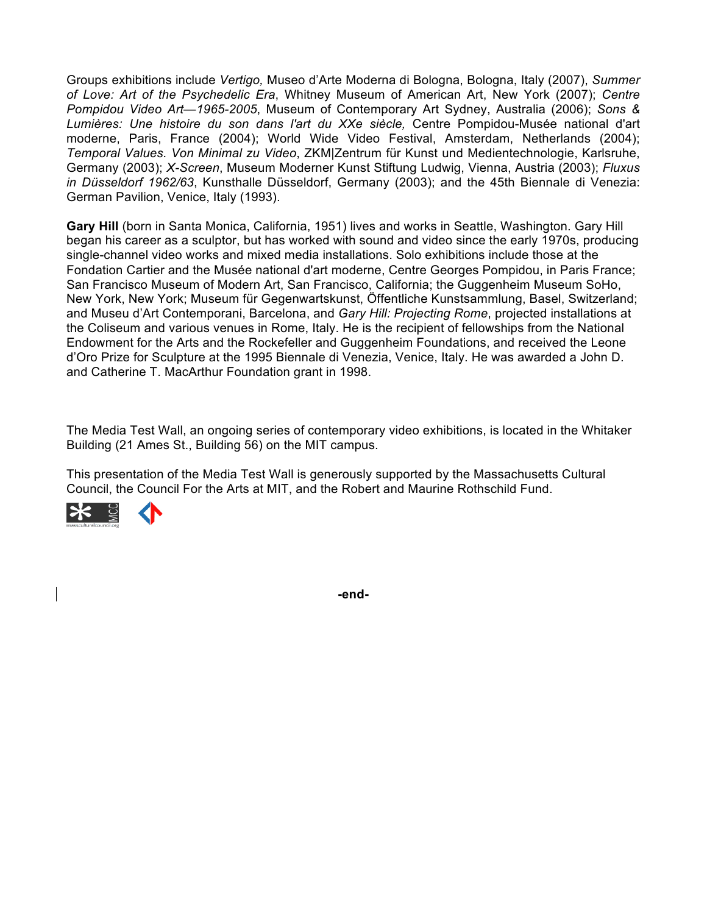Groups exhibitions include *Vertigo,* Museo d'Arte Moderna di Bologna, Bologna, Italy (2007), *Summer of Love: Art of the Psychedelic Era*, Whitney Museum of American Art, New York (2007); *Centre Pompidou Video Art—1965-2005*, Museum of Contemporary Art Sydney, Australia (2006); *Sons & Lumières: Une histoire du son dans l'art du XXe siècle,* Centre Pompidou-Musée national d'art moderne, Paris, France (2004); World Wide Video Festival, Amsterdam, Netherlands (2004); *Temporal Values. Von Minimal zu Video*, ZKM|Zentrum für Kunst und Medientechnologie, Karlsruhe, Germany (2003); *X-Screen*, Museum Moderner Kunst Stiftung Ludwig, Vienna, Austria (2003); *Fluxus in Düsseldorf 1962/63*, Kunsthalle Düsseldorf, Germany (2003); and the 45th Biennale di Venezia: German Pavilion, Venice, Italy (1993).

**Gary Hill** (born in Santa Monica, California, 1951) lives and works in Seattle, Washington. Gary Hill began his career as a sculptor, but has worked with sound and video since the early 1970s, producing single-channel video works and mixed media installations. Solo exhibitions include those at the Fondation Cartier and the Musée national d'art moderne, Centre Georges Pompidou, in Paris France; San Francisco Museum of Modern Art, San Francisco, California; the Guggenheim Museum SoHo, New York, New York; Museum für Gegenwartskunst, Öffentliche Kunstsammlung, Basel, Switzerland; and Museu d'Art Contemporani, Barcelona, and *Gary Hill: Projecting Rome*, projected installations at the Coliseum and various venues in Rome, Italy. He is the recipient of fellowships from the National Endowment for the Arts and the Rockefeller and Guggenheim Foundations, and received the Leone d'Oro Prize for Sculpture at the 1995 Biennale di Venezia, Venice, Italy. He was awarded a John D. and Catherine T. MacArthur Foundation grant in 1998.

The Media Test Wall, an ongoing series of contemporary video exhibitions, is located in the Whitaker Building (21 Ames St., Building 56) on the MIT campus.

This presentation of the Media Test Wall is generously supported by the Massachusetts Cultural Council, the Council For the Arts at MIT, and the Robert and Maurine Rothschild Fund.

MCC
massculturalcouncil.org

-end-